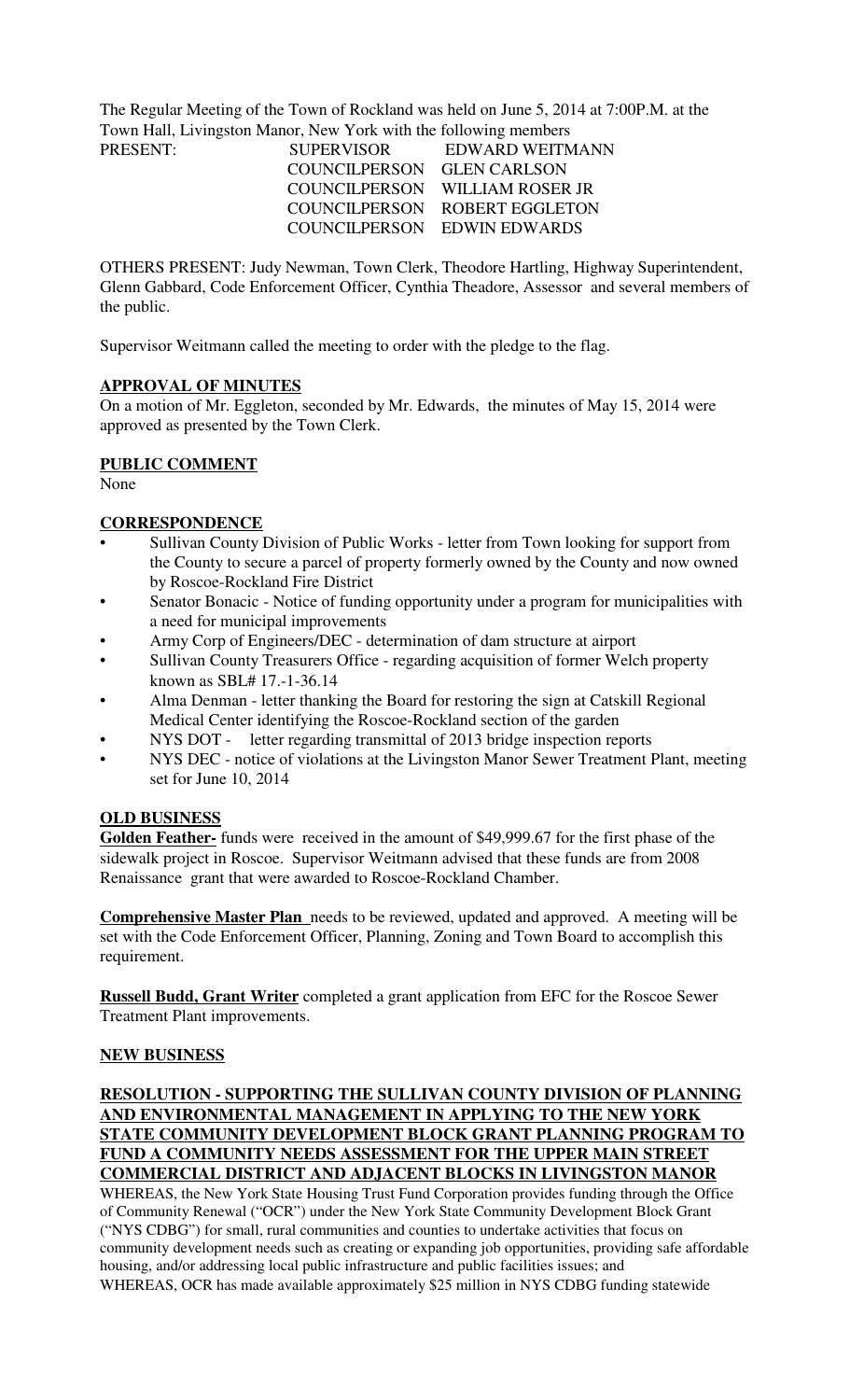The Regular Meeting of the Town of Rockland was held on June 5, 2014 at 7:00P.M. at the Town Hall, Livingston Manor, New York with the following members

| PRESENT: | SUPERVISOR | EDWARD WEITMANN |
|---|---|---|
| | COUNCILPERSON | GLEN CARLSON |
| | COUNCILPERSON | WILLIAM ROSER JR |
| | COUNCILPERSON | ROBERT EGGLETON |
| | COUNCILPERSON | EDWIN EDWARDS |

OTHERS PRESENT: Judy Newman, Town Clerk, Theodore Hartling, Highway Superintendent, Glenn Gabbard, Code Enforcement Officer, Cynthia Theadore, Assessor and several members of the public.

Supervisor Weitmann called the meeting to order with the pledge to the flag.

**APPROVAL OF MINUTES**

On a motion of Mr. Eggleton, seconded by Mr. Edwards, the minutes of May 15, 2014 were approved as presented by the Town Clerk.

**PUBLIC COMMENT**

None

**CORRESPONDENCE**

- Sullivan County Division of Public Works - letter from Town looking for support from the County to secure a parcel of property formerly owned by the County and now owned by Roscoe-Rockland Fire District
- Senator Bonacic - Notice of funding opportunity under a program for municipalities with a need for municipal improvements
- Army Corp of Engineers/DEC - determination of dam structure at airport
- Sullivan County Treasurers Office - regarding acquisition of former Welch property known as SBL# 17.-1-36.14
- Alma Denman - letter thanking the Board for restoring the sign at Catskill Regional Medical Center identifying the Roscoe-Rockland section of the garden
- NYS DOT - letter regarding transmittal of 2013 bridge inspection reports
- NYS DEC - notice of violations at the Livingston Manor Sewer Treatment Plant, meeting set for June 10, 2014

**OLD BUSINESS**

**Golden Feather-** funds were received in the amount of $49,999.67 for the first phase of the sidewalk project in Roscoe. Supervisor Weitmann advised that these funds are from 2008 Renaissance grant that were awarded to Roscoe-Rockland Chamber.

**Comprehensive Master Plan** needs to be reviewed, updated and approved. A meeting will be set with the Code Enforcement Officer, Planning, Zoning and Town Board to accomplish this requirement.

**Russell Budd, Grant Writer** completed a grant application from EFC for the Roscoe Sewer Treatment Plant improvements.

**NEW BUSINESS**

**RESOLUTION - SUPPORTING THE SULLIVAN COUNTY DIVISION OF PLANNING AND ENVIRONMENTAL MANAGEMENT IN APPLYING TO THE NEW YORK STATE COMMUNITY DEVELOPMENT BLOCK GRANT PLANNING PROGRAM TO FUND A COMMUNITY NEEDS ASSESSMENT FOR THE UPPER MAIN STREET COMMERCIAL DISTRICT AND ADJACENT BLOCKS IN LIVINGSTON MANOR**

WHEREAS, the New York State Housing Trust Fund Corporation provides funding through the Office of Community Renewal ("OCR") under the New York State Community Development Block Grant ("NYS CDBG") for small, rural communities and counties to undertake activities that focus on community development needs such as creating or expanding job opportunities, providing safe affordable housing, and/or addressing local public infrastructure and public facilities issues; and

WHEREAS, OCR has made available approximately $25 million in NYS CDBG funding statewide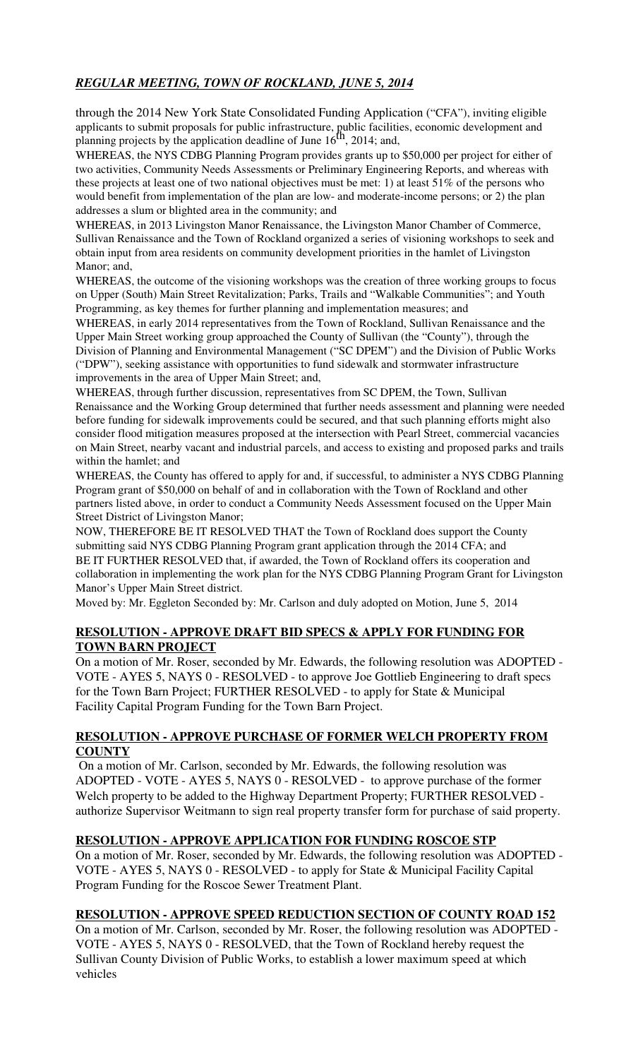through the 2014 New York State Consolidated Funding Application ("CFA"), inviting eligible applicants to submit proposals for public infrastructure, public facilities, economic development and planning projects by the application deadline of June 16th, 2014; and,

WHEREAS, the NYS CDBG Planning Program provides grants up to $50,000 per project for either of two activities, Community Needs Assessments or Preliminary Engineering Reports, and whereas with these projects at least one of two national objectives must be met: 1) at least 51% of the persons who would benefit from implementation of the plan are low- and moderate-income persons; or 2) the plan addresses a slum or blighted area in the community; and

WHEREAS, in 2013 Livingston Manor Renaissance, the Livingston Manor Chamber of Commerce, Sullivan Renaissance and the Town of Rockland organized a series of visioning workshops to seek and obtain input from area residents on community development priorities in the hamlet of Livingston Manor; and,

WHEREAS, the outcome of the visioning workshops was the creation of three working groups to focus on Upper (South) Main Street Revitalization; Parks, Trails and "Walkable Communities"; and Youth Programming, as key themes for further planning and implementation measures; and

WHEREAS, in early 2014 representatives from the Town of Rockland, Sullivan Renaissance and the Upper Main Street working group approached the County of Sullivan (the "County"), through the Division of Planning and Environmental Management ("SC DPEM") and the Division of Public Works ("DPW"), seeking assistance with opportunities to fund sidewalk and stormwater infrastructure improvements in the area of Upper Main Street; and,

WHEREAS, through further discussion, representatives from SC DPEM, the Town, Sullivan Renaissance and the Working Group determined that further needs assessment and planning were needed before funding for sidewalk improvements could be secured, and that such planning efforts might also consider flood mitigation measures proposed at the intersection with Pearl Street, commercial vacancies on Main Street, nearby vacant and industrial parcels, and access to existing and proposed parks and trails within the hamlet; and

WHEREAS, the County has offered to apply for and, if successful, to administer a NYS CDBG Planning Program grant of $50,000 on behalf of and in collaboration with the Town of Rockland and other partners listed above, in order to conduct a Community Needs Assessment focused on the Upper Main Street District of Livingston Manor;

NOW, THEREFORE BE IT RESOLVED THAT the Town of Rockland does support the County submitting said NYS CDBG Planning Program grant application through the 2014 CFA; and

BE IT FURTHER RESOLVED that, if awarded, the Town of Rockland offers its cooperation and collaboration in implementing the work plan for the NYS CDBG Planning Program Grant for Livingston Manor's Upper Main Street district.

Moved by: Mr. Eggleton Seconded by: Mr. Carlson and duly adopted on Motion, June 5, 2014

## RESOLUTION - APPROVE DRAFT BID SPECS & APPLY FOR FUNDING FOR TOWN BARN PROJECT

On a motion of Mr. Roser, seconded by Mr. Edwards, the following resolution was ADOPTED - VOTE - AYES 5, NAYS 0 - RESOLVED - to approve Joe Gottlieb Engineering to draft specs for the Town Barn Project; FURTHER RESOLVED - to apply for State & Municipal Facility Capital Program Funding for the Town Barn Project.

## RESOLUTION - APPROVE PURCHASE OF FORMER WELCH PROPERTY FROM COUNTY

On a motion of Mr. Carlson, seconded by Mr. Edwards, the following resolution was ADOPTED - VOTE - AYES 5, NAYS 0 - RESOLVED - to approve purchase of the former Welch property to be added to the Highway Department Property; FURTHER RESOLVED - authorize Supervisor Weitmann to sign real property transfer form for purchase of said property.

## RESOLUTION - APPROVE APPLICATION FOR FUNDING ROSCOE STP

On a motion of Mr. Roser, seconded by Mr. Edwards, the following resolution was ADOPTED - VOTE - AYES 5, NAYS 0 - RESOLVED - to apply for State & Municipal Facility Capital Program Funding for the Roscoe Sewer Treatment Plant.

## RESOLUTION - APPROVE SPEED REDUCTION SECTION OF COUNTY ROAD 152

On a motion of Mr. Carlson, seconded by Mr. Roser, the following resolution was ADOPTED - VOTE - AYES 5, NAYS 0 - RESOLVED, that the Town of Rockland hereby request the Sullivan County Division of Public Works, to establish a lower maximum speed at which vehicles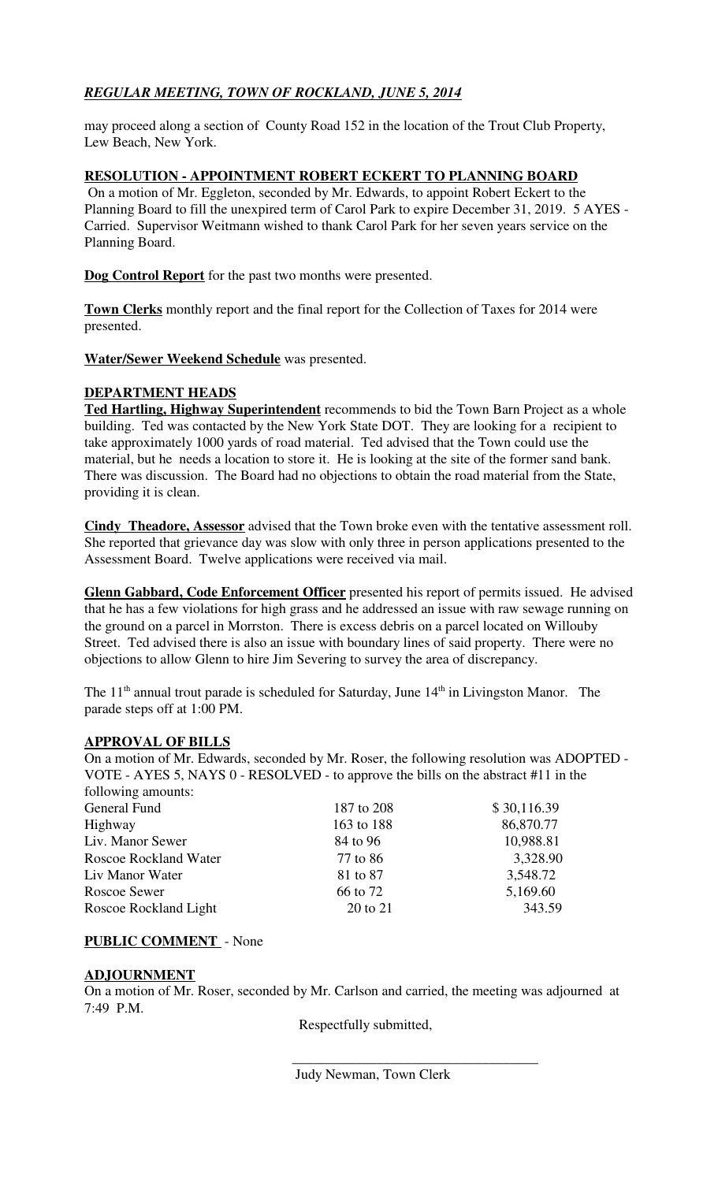***REGULAR MEETING, TOWN OF ROCKLAND, JUNE 5, 2014***

may proceed along a section of County Road 152 in the location of the Trout Club Property, Lew Beach, New York.

**RESOLUTION - APPOINTMENT ROBERT ECKERT TO PLANNING BOARD**

On a motion of Mr. Eggleton, seconded by Mr. Edwards, to appoint Robert Eckert to the Planning Board to fill the unexpired term of Carol Park to expire December 31, 2019. 5 AYES - Carried. Supervisor Weitmann wished to thank Carol Park for her seven years service on the Planning Board.

**Dog Control Report** for the past two months were presented.

**Town Clerks** monthly report and the final report for the Collection of Taxes for 2014 were presented.

**Water/Sewer Weekend Schedule** was presented.

**DEPARTMENT HEADS**

**Ted Hartling, Highway Superintendent** recommends to bid the Town Barn Project as a whole building. Ted was contacted by the New York State DOT. They are looking for a recipient to take approximately 1000 yards of road material. Ted advised that the Town could use the material, but he needs a location to store it. He is looking at the site of the former sand bank. There was discussion. The Board had no objections to obtain the road material from the State, providing it is clean.

**Cindy Theadore, Assessor** advised that the Town broke even with the tentative assessment roll. She reported that grievance day was slow with only three in person applications presented to the Assessment Board. Twelve applications were received via mail.

**Glenn Gabbard, Code Enforcement Officer** presented his report of permits issued. He advised that he has a few violations for high grass and he addressed an issue with raw sewage running on the ground on a parcel in Morrston. There is excess debris on a parcel located on Willouby Street. Ted advised there is also an issue with boundary lines of said property. There were no objections to allow Glenn to hire Jim Severing to survey the area of discrepancy.

The 11th annual trout parade is scheduled for Saturday, June 14th in Livingston Manor. The parade steps off at 1:00 PM.

**APPROVAL OF BILLS**

On a motion of Mr. Edwards, seconded by Mr. Roser, the following resolution was ADOPTED - VOTE - AYES 5, NAYS 0 - RESOLVED - to approve the bills on the abstract #11 in the following amounts:

| | | |
|---|---|---|
| General Fund | 187 to 208 | $ 30,116.39 |
| Highway | 163 to 188 | 86,870.77 |
| Liv. Manor Sewer | 84 to 96 | 10,988.81 |
| Roscoe Rockland Water | 77 to 86 | 3,328.90 |
| Liv Manor Water | 81 to 87 | 3,548.72 |
| Roscoe Sewer | 66 to 72 | 5,169.60 |
| Roscoe Rockland Light | 20 to 21 | 343.59 |

**PUBLIC COMMENT** - None

**ADJOURNMENT**

On a motion of Mr. Roser, seconded by Mr. Carlson and carried, the meeting was adjourned at 7:49 P.M.

Respectfully submitted,

\_\_\_\_\_\_\_\_\_\_\_\_\_\_\_\_\_\_\_\_\_\_\_\_\_\_\_\_\_\_\_\_\_\_\_

Judy Newman, Town Clerk